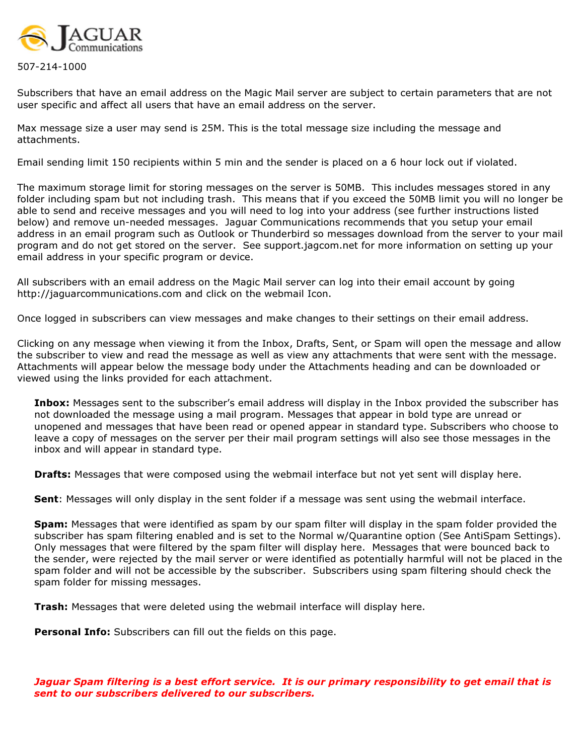JAGUAR Communications

507-214-1000

Subscribers that have an email address on the Magic Mail server are subject to certain parameters that are not user specific and affect all users that have an email address on the server.

Max message size a user may send is 25M. This is the total message size including the message and attachments.

Email sending limit 150 recipients within 5 min and the sender is placed on a 6 hour lock out if violated.

The maximum storage limit for storing messages on the server is 50MB. This includes messages stored in any folder including spam but not including trash. This means that if you exceed the 50MB limit you will no longer be able to send and receive messages and you will need to log into your address (see further instructions listed below) and remove un-needed messages. Jaguar Communications recommends that you setup your email address in an email program such as Outlook or Thunderbird so messages download from the server to your mail program and do not get stored on the server. See support.jagcom.net for more information on setting up your email address in your specific program or device.

All subscribers with an email address on the Magic Mail server can log into their email account by going http://jaguarcommunications.com and click on the webmail Icon.

Once logged in subscribers can view messages and make changes to their settings on their email address.

Clicking on any message when viewing it from the Inbox, Drafts, Sent, or Spam will open the message and allow the subscriber to view and read the message as well as view any attachments that were sent with the message. Attachments will appear below the message body under the Attachments heading and can be downloaded or viewed using the links provided for each attachment.

**Inbox:** Messages sent to the subscriber's email address will display in the Inbox provided the subscriber has not downloaded the message using a mail program. Messages that appear in bold type are unread or unopened and messages that have been read or opened appear in standard type. Subscribers who choose to leave a copy of messages on the server per their mail program settings will also see those messages in the inbox and will appear in standard type.

**Drafts:** Messages that were composed using the webmail interface but not yet sent will display here.

**Sent**: Messages will only display in the sent folder if a message was sent using the webmail interface.

**Spam:** Messages that were identified as spam by our spam filter will display in the spam folder provided the subscriber has spam filtering enabled and is set to the Normal w/Quarantine option (See AntiSpam Settings). Only messages that were filtered by the spam filter will display here. Messages that were bounced back to the sender, were rejected by the mail server or were identified as potentially harmful will not be placed in the spam folder and will not be accessible by the subscriber. Subscribers using spam filtering should check the spam folder for missing messages.

**Trash:** Messages that were deleted using the webmail interface will display here.

**Personal Info:** Subscribers can fill out the fields on this page.

***Jaguar Spam filtering is a best effort service. It is our primary responsibility to get email that is sent to our subscribers delivered to our subscribers.***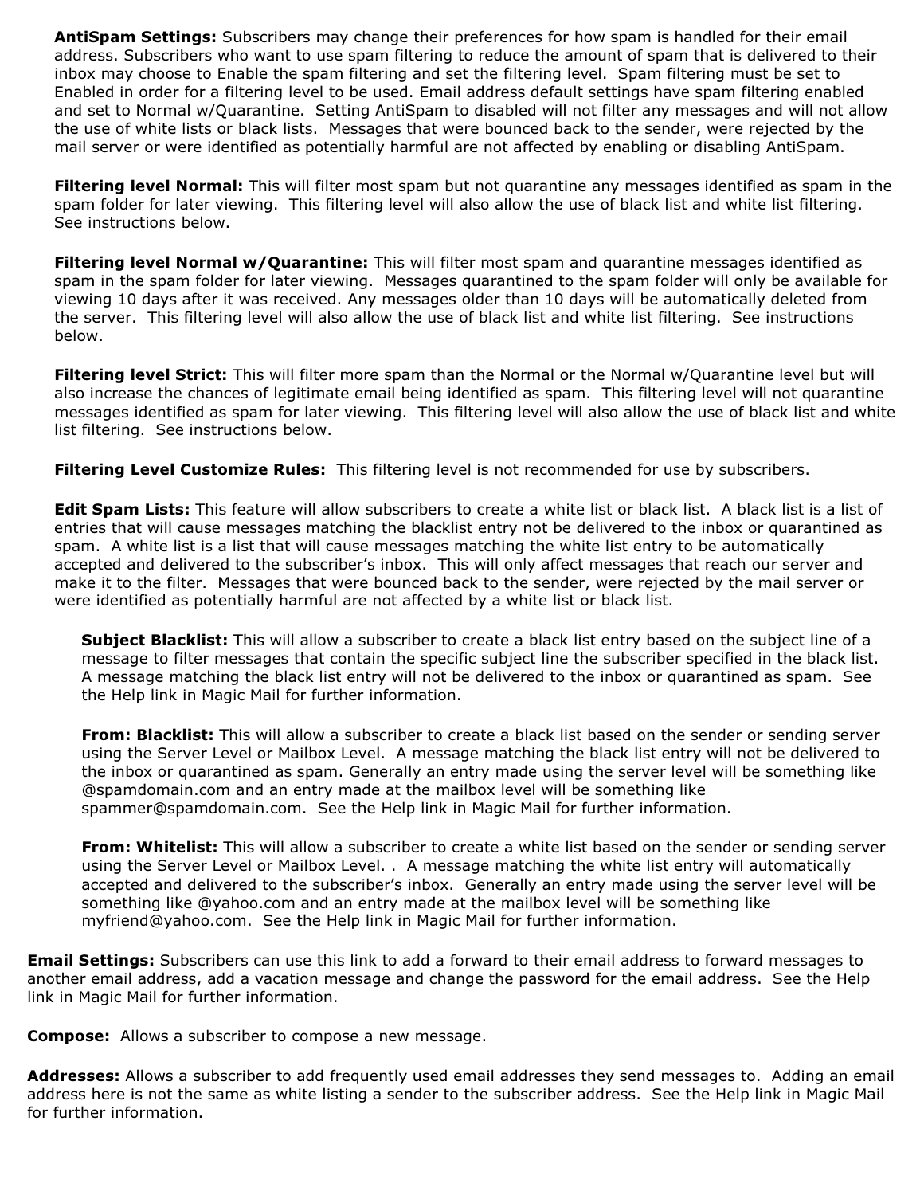**AntiSpam Settings:** Subscribers may change their preferences for how spam is handled for their email address. Subscribers who want to use spam filtering to reduce the amount of spam that is delivered to their inbox may choose to Enable the spam filtering and set the filtering level. Spam filtering must be set to Enabled in order for a filtering level to be used. Email address default settings have spam filtering enabled and set to Normal w/Quarantine. Setting AntiSpam to disabled will not filter any messages and will not allow the use of white lists or black lists. Messages that were bounced back to the sender, were rejected by the mail server or were identified as potentially harmful are not affected by enabling or disabling AntiSpam.

**Filtering level Normal:** This will filter most spam but not quarantine any messages identified as spam in the spam folder for later viewing. This filtering level will also allow the use of black list and white list filtering. See instructions below.

**Filtering level Normal w/Quarantine:** This will filter most spam and quarantine messages identified as spam in the spam folder for later viewing. Messages quarantined to the spam folder will only be available for viewing 10 days after it was received. Any messages older than 10 days will be automatically deleted from the server. This filtering level will also allow the use of black list and white list filtering. See instructions below.

**Filtering level Strict:** This will filter more spam than the Normal or the Normal w/Quarantine level but will also increase the chances of legitimate email being identified as spam. This filtering level will not quarantine messages identified as spam for later viewing. This filtering level will also allow the use of black list and white list filtering. See instructions below.

**Filtering Level Customize Rules:** This filtering level is not recommended for use by subscribers.

**Edit Spam Lists:** This feature will allow subscribers to create a white list or black list. A black list is a list of entries that will cause messages matching the blacklist entry not be delivered to the inbox or quarantined as spam. A white list is a list that will cause messages matching the white list entry to be automatically accepted and delivered to the subscriber's inbox. This will only affect messages that reach our server and make it to the filter. Messages that were bounced back to the sender, were rejected by the mail server or were identified as potentially harmful are not affected by a white list or black list.

**Subject Blacklist:** This will allow a subscriber to create a black list entry based on the subject line of a message to filter messages that contain the specific subject line the subscriber specified in the black list. A message matching the black list entry will not be delivered to the inbox or quarantined as spam. See the Help link in Magic Mail for further information.

**From: Blacklist:** This will allow a subscriber to create a black list based on the sender or sending server using the Server Level or Mailbox Level. A message matching the black list entry will not be delivered to the inbox or quarantined as spam. Generally an entry made using the server level will be something like @spamdomain.com and an entry made at the mailbox level will be something like spammer@spamdomain.com. See the Help link in Magic Mail for further information.

**From: Whitelist:** This will allow a subscriber to create a white list based on the sender or sending server using the Server Level or Mailbox Level. . A message matching the white list entry will automatically accepted and delivered to the subscriber's inbox. Generally an entry made using the server level will be something like @yahoo.com and an entry made at the mailbox level will be something like myfriend@yahoo.com. See the Help link in Magic Mail for further information.

**Email Settings:** Subscribers can use this link to add a forward to their email address to forward messages to another email address, add a vacation message and change the password for the email address. See the Help link in Magic Mail for further information.

**Compose:** Allows a subscriber to compose a new message.

**Addresses:** Allows a subscriber to add frequently used email addresses they send messages to. Adding an email address here is not the same as white listing a sender to the subscriber address. See the Help link in Magic Mail for further information.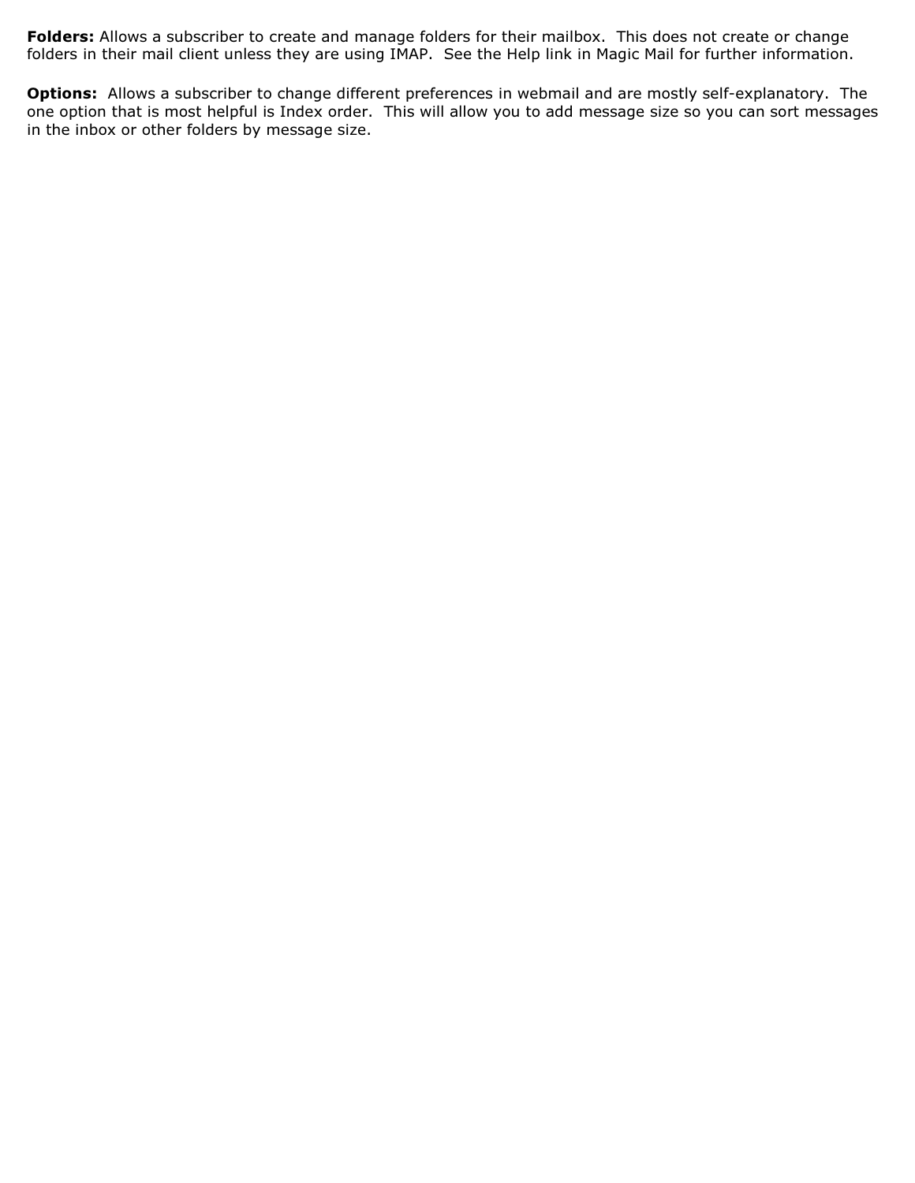**Folders:** Allows a subscriber to create and manage folders for their mailbox.  This does not create or change folders in their mail client unless they are using IMAP.  See the Help link in Magic Mail for further information.

**Options:**  Allows a subscriber to change different preferences in webmail and are mostly self-explanatory.  The one option that is most helpful is Index order.  This will allow you to add message size so you can sort messages in the inbox or other folders by message size.